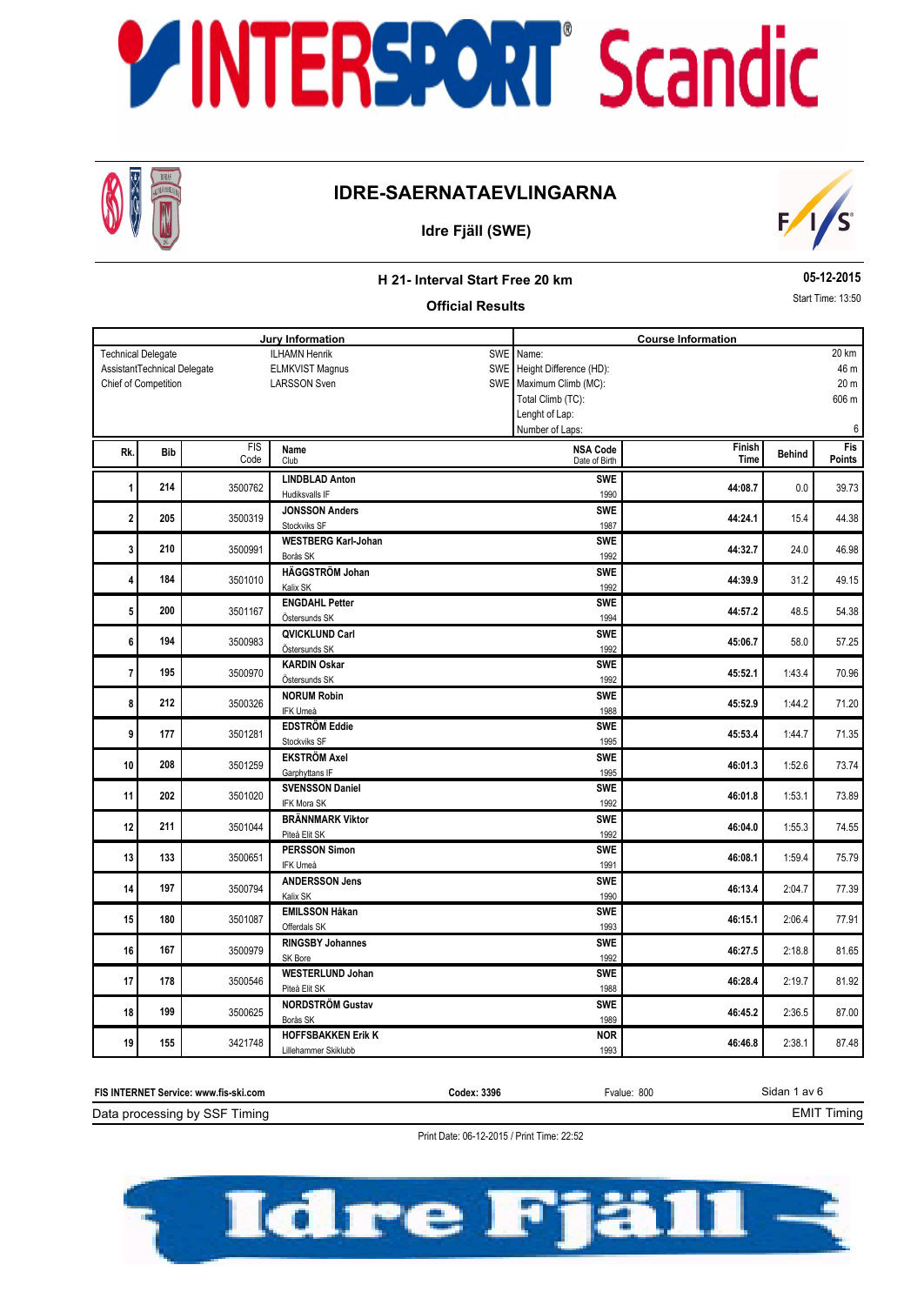# IDRE-SAERNATAEVLINGARNA

**Idre Fjäll (SWE)**

**H 21- Interval Start Free 20 km**

**05-12-2015**

**Official Results**

Start Time: 13:50

| Jury Information | | | Course Information | |
|---|---|---|---|---|
| Technical Delegate | ILHAMN Henrik | SWE | Name: | 20 km |
| AssistantTechnical Delegate | ELMKVIST Magnus | SWE | Height Difference (HD): | 46 m |
| Chief of Competition | LARSSON Sven | SWE | Maximum Climb (MC): | 20 m |
| | | | Total Climb (TC): | 606 m |
| | | | Lenght of Lap: | |
| | | | Number of Laps: | 6 |

| Rk. | Bib | FIS Code | Name / Club | NSA Code / Date of Birth | Finish Time | Behind | Fis Points |
|---|---|---|---|---|---|---|---|
| 1 | 214 | 3500762 | **LINDBLAD Anton** Hudiksvalls IF | **SWE** 1990 | **44:08.7** | 0.0 | 39.73 |
| 2 | 205 | 3500319 | **JONSSON Anders** Stockviks SF | **SWE** 1987 | **44:24.1** | 15.4 | 44.38 |
| 3 | 210 | 3500991 | **WESTBERG Karl-Johan** Borås SK | **SWE** 1992 | **44:32.7** | 24.0 | 46.98 |
| 4 | 184 | 3501010 | **HÄGGSTRÖM Johan** Kalix SK | **SWE** 1992 | **44:39.9** | 31.2 | 49.15 |
| 5 | 200 | 3501167 | **ENGDAHL Petter** Östersunds SK | **SWE** 1994 | **44:57.2** | 48.5 | 54.38 |
| 6 | 194 | 3500983 | **QVICKLUND Carl** Östersunds SK | **SWE** 1992 | **45:06.7** | 58.0 | 57.25 |
| 7 | 195 | 3500970 | **KARDIN Oskar** Östersunds SK | **SWE** 1992 | **45:52.1** | 1:43.4 | 70.96 |
| 8 | 212 | 3500326 | **NORUM Robin** IFK Umeå | **SWE** 1988 | **45:52.9** | 1:44.2 | 71.20 |
| 9 | 177 | 3501281 | **EDSTRÖM Eddie** Stockviks SF | **SWE** 1995 | **45:53.4** | 1:44.7 | 71.35 |
| 10 | 208 | 3501259 | **EKSTRÖM Axel** Garphyttans IF | **SWE** 1995 | **46:01.3** | 1:52.6 | 73.74 |
| 11 | 202 | 3501020 | **SVENSSON Daniel** IFK Mora SK | **SWE** 1992 | **46:01.8** | 1:53.1 | 73.89 |
| 12 | 211 | 3501044 | **BRÄNNMARK Viktor** Piteå Elit SK | **SWE** 1992 | **46:04.0** | 1:55.3 | 74.55 |
| 13 | 133 | 3500651 | **PERSSON Simon** IFK Umeå | **SWE** 1991 | **46:08.1** | 1:59.4 | 75.79 |
| 14 | 197 | 3500794 | **ANDERSSON Jens** Kalix SK | **SWE** 1990 | **46:13.4** | 2:04.7 | 77.39 |
| 15 | 180 | 3501087 | **EMILSSON Håkan** Offerdals SK | **SWE** 1993 | **46:15.1** | 2:06.4 | 77.91 |
| 16 | 167 | 3500979 | **RINGSBY Johannes** SK Bore | **SWE** 1992 | **46:27.5** | 2:18.8 | 81.65 |
| 17 | 178 | 3500546 | **WESTERLUND Johan** Piteå Elit SK | **SWE** 1988 | **46:28.4** | 2:19.7 | 81.92 |
| 18 | 199 | 3500625 | **NORDSTRÖM Gustav** Borås SK | **SWE** 1989 | **46:45.2** | 2:36.5 | 87.00 |
| 19 | 155 | 3421748 | **HOFFSBAKKEN Erik K** Lillehammer Skiklubb | **NOR** 1993 | **46:46.8** | 2:38.1 | 87.48 |

**FIS INTERNET Service: www.fis-ski.com** **Codex: 3396** Fvalue: 800

Data processing by SSF Timing EMIT Timing

Print Date: 06-12-2015 / Print Time: 22:52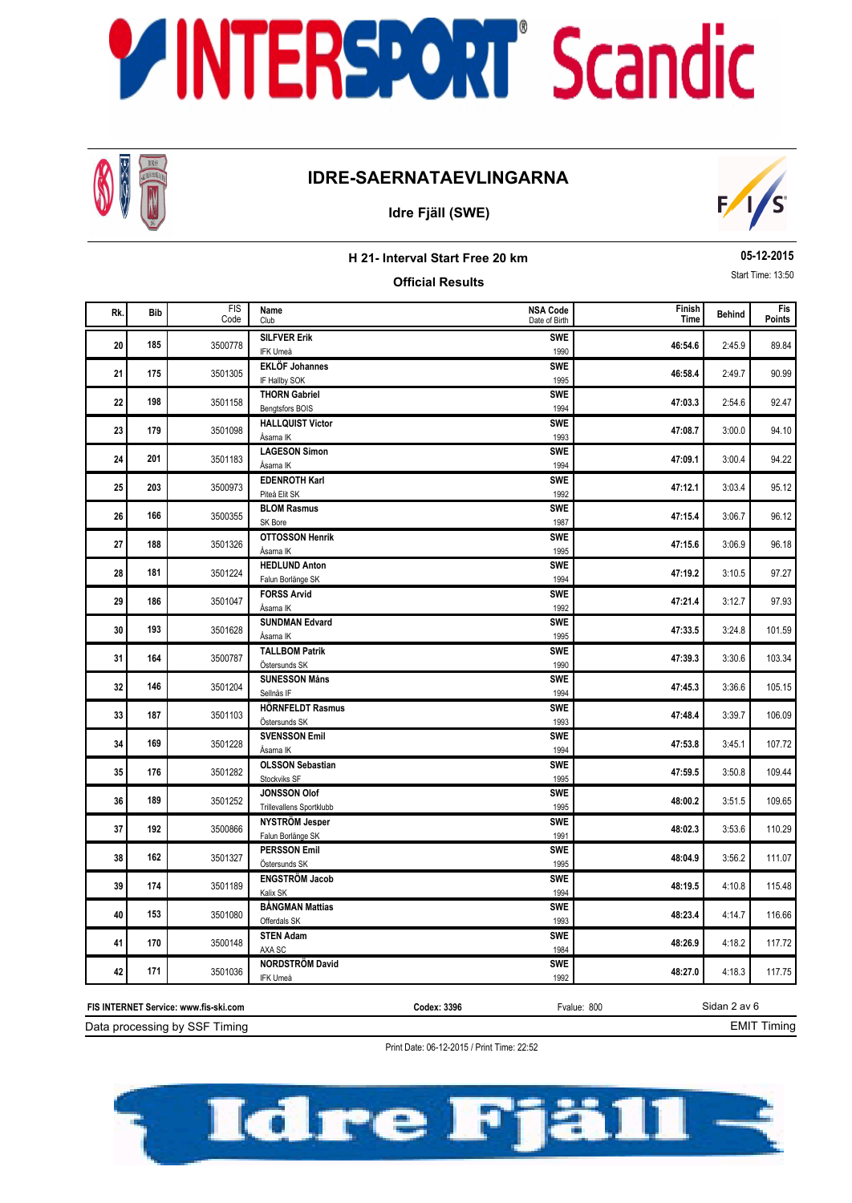# IDRE-SAERNATAEVLINGARNA

**Idre Fjäll (SWE)**

**H 21- Interval Start Free 20 km**

**Official Results**

**05-12-2015**

Start Time: 13:50

| Rk. | Bib | FIS Code | Name / Club | NSA Code / Date of Birth | Finish Time | Behind | Fis Points |
|---|---|---|---|---|---|---|---|
| 20 | 185 | 3500778 | **SILFVER Erik** IFK Umeå | **SWE** 1990 | **46:54.6** | 2:45.9 | 89.84 |
| 21 | 175 | 3501305 | **EKLÖF Johannes** IF Hallby SOK | **SWE** 1995 | **46:58.4** | 2:49.7 | 90.99 |
| 22 | 198 | 3501158 | **THORN Gabriel** Bengtsfors BOIS | **SWE** 1994 | **47:03.3** | 2:54.6 | 92.47 |
| 23 | 179 | 3501098 | **HALLQUIST Victor** Åsarna IK | **SWE** 1993 | **47:08.7** | 3:00.0 | 94.10 |
| 24 | 201 | 3501183 | **LAGESON Simon** Åsarna IK | **SWE** 1994 | **47:09.1** | 3:00.4 | 94.22 |
| 25 | 203 | 3500973 | **EDENROTH Karl** Piteå Elit SK | **SWE** 1992 | **47:12.1** | 3:03.4 | 95.12 |
| 26 | 166 | 3500355 | **BLOM Rasmus** SK Bore | **SWE** 1987 | **47:15.4** | 3:06.7 | 96.12 |
| 27 | 188 | 3501326 | **OTTOSSON Henrik** Åsarna IK | **SWE** 1995 | **47:15.6** | 3:06.9 | 96.18 |
| 28 | 181 | 3501224 | **HEDLUND Anton** Falun Borlänge SK | **SWE** 1994 | **47:19.2** | 3:10.5 | 97.27 |
| 29 | 186 | 3501047 | **FORSS Arvid** Åsarna IK | **SWE** 1992 | **47:21.4** | 3:12.7 | 97.93 |
| 30 | 193 | 3501628 | **SUNDMAN Edvard** Åsarna IK | **SWE** 1995 | **47:33.5** | 3:24.8 | 101.59 |
| 31 | 164 | 3500787 | **TALLBOM Patrik** Östersunds SK | **SWE** 1990 | **47:39.3** | 3:30.6 | 103.34 |
| 32 | 146 | 3501204 | **SUNESSON Måns** Sellnäs IF | **SWE** 1994 | **47:45.3** | 3:36.6 | 105.15 |
| 33 | 187 | 3501103 | **HÖRNFELDT Rasmus** Östersunds SK | **SWE** 1993 | **47:48.4** | 3:39.7 | 106.09 |
| 34 | 169 | 3501228 | **SVENSSON Emil** Åsarna IK | **SWE** 1994 | **47:53.8** | 3:45.1 | 107.72 |
| 35 | 176 | 3501282 | **OLSSON Sebastian** Stockviks SF | **SWE** 1995 | **47:59.5** | 3:50.8 | 109.44 |
| 36 | 189 | 3501252 | **JONSSON Olof** Trillevallens Sportklubb | **SWE** 1995 | **48:00.2** | 3:51.5 | 109.65 |
| 37 | 192 | 3500866 | **NYSTRÖM Jesper** Falun Borlänge SK | **SWE** 1991 | **48:02.3** | 3:53.6 | 110.29 |
| 38 | 162 | 3501327 | **PERSSON Emil** Östersunds SK | **SWE** 1995 | **48:04.9** | 3:56.2 | 111.07 |
| 39 | 174 | 3501189 | **ENGSTRÖM Jacob** Kalix SK | **SWE** 1994 | **48:19.5** | 4:10.8 | 115.48 |
| 40 | 153 | 3501080 | **BÅNGMAN Mattias** Offerdals SK | **SWE** 1993 | **48:23.4** | 4:14.7 | 116.66 |
| 41 | 170 | 3500148 | **STEN Adam** AXA SC | **SWE** 1984 | **48:26.9** | 4:18.2 | 117.72 |
| 42 | 171 | 3501036 | **NORDSTRÖM David** IFK Umeå | **SWE** 1992 | **48:27.0** | 4:18.3 | 117.75 |

**FIS INTERNET Service: www.fis-ski.com** **Codex: 3396** Fvalue: 800

Data processing by SSF Timing EMIT Timing

Print Date: 06-12-2015 / Print Time: 22:52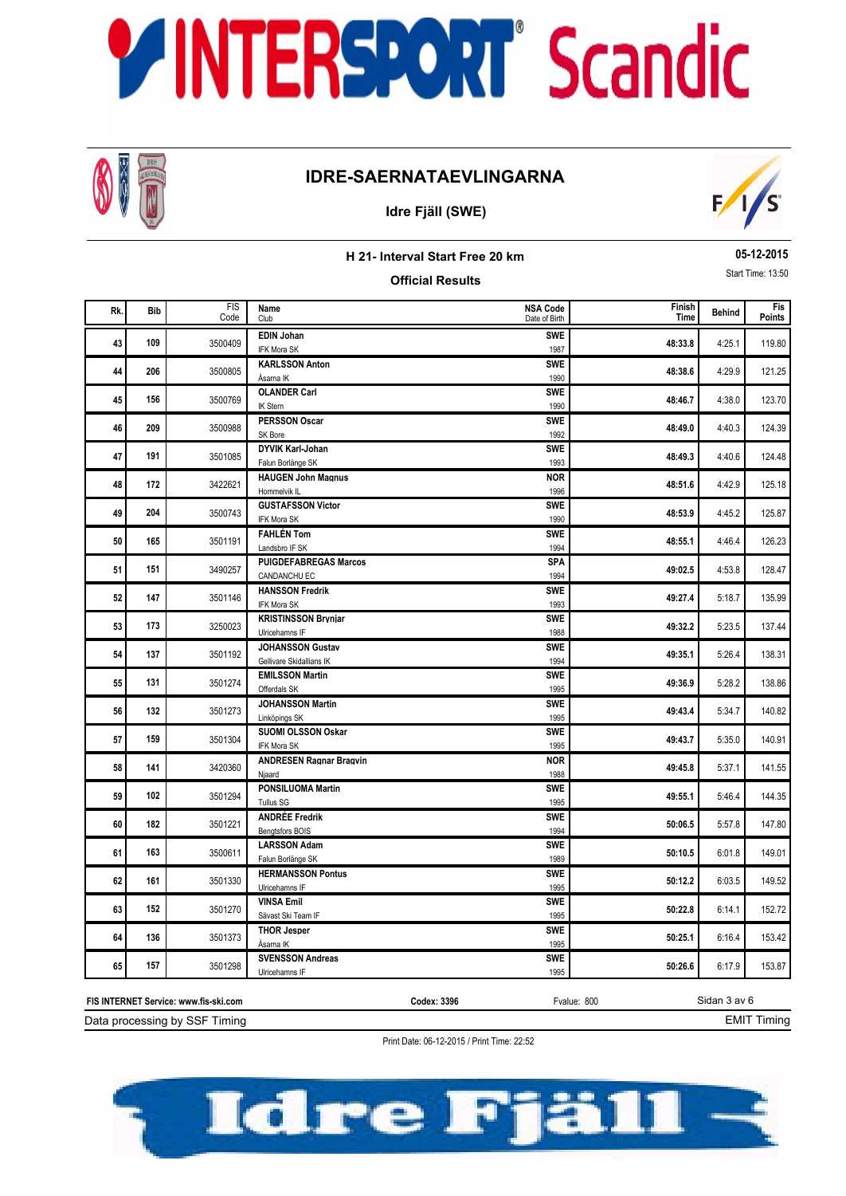# IDRE-SAERNATAEVLINGARNA

### Idre Fjäll (SWE)

**H 21- Interval Start Free 20 km**

**Official Results**

**05-12-2015**

Start Time: 13:50

| Rk. | Bib | FIS Code | Name / Club | NSA Code / Date of Birth | Finish Time | Behind | Fis Points |
|---|---|---|---|---|---|---|---|
| 43 | 109 | 3500409 | **EDIN Johan** IFK Mora SK | **SWE** 1987 | **48:33.8** | 4:25.1 | 119.80 |
| 44 | 206 | 3500805 | **KARLSSON Anton** Åsarna IK | **SWE** 1990 | **48:38.6** | 4:29.9 | 121.25 |
| 45 | 156 | 3500769 | **OLANDER Carl** IK Stern | **SWE** 1990 | **48:46.7** | 4:38.0 | 123.70 |
| 46 | 209 | 3500988 | **PERSSON Oscar** SK Bore | **SWE** 1992 | **48:49.0** | 4:40.3 | 124.39 |
| 47 | 191 | 3501085 | **DYVIK Karl-Johan** Falun Borlänge SK | **SWE** 1993 | **48:49.3** | 4:40.6 | 124.48 |
| 48 | 172 | 3422621 | **HAUGEN John Magnus** Hommelvik IL | **NOR** 1996 | **48:51.6** | 4:42.9 | 125.18 |
| 49 | 204 | 3500743 | **GUSTAFSSON Victor** IFK Mora SK | **SWE** 1990 | **48:53.9** | 4:45.2 | 125.87 |
| 50 | 165 | 3501191 | **FAHLÉN Tom** Landsbro IF SK | **SWE** 1994 | **48:55.1** | 4:46.4 | 126.23 |
| 51 | 151 | 3490257 | **PUIGDEFABREGAS Marcos** CANDANCHU EC | **SPA** 1994 | **49:02.5** | 4:53.8 | 128.47 |
| 52 | 147 | 3501146 | **HANSSON Fredrik** IFK Mora SK | **SWE** 1993 | **49:27.4** | 5:18.7 | 135.99 |
| 53 | 173 | 3250023 | **KRISTINSSON Brynjar** Ulricehamns IF | **SWE** 1988 | **49:32.2** | 5:23.5 | 137.44 |
| 54 | 137 | 3501192 | **JOHANSSON Gustav** Gellivare Skidallians IK | **SWE** 1994 | **49:35.1** | 5:26.4 | 138.31 |
| 55 | 131 | 3501274 | **EMILSSON Martin** Offerdals SK | **SWE** 1995 | **49:36.9** | 5:28.2 | 138.86 |
| 56 | 132 | 3501273 | **JOHANSSON Martin** Linköpings SK | **SWE** 1995 | **49:43.4** | 5:34.7 | 140.82 |
| 57 | 159 | 3501304 | **SUOMI OLSSON Oskar** IFK Mora SK | **SWE** 1995 | **49:43.7** | 5:35.0 | 140.91 |
| 58 | 141 | 3420360 | **ANDRESEN Ragnar Bragvin** Njaard | **NOR** 1988 | **49:45.8** | 5:37.1 | 141.55 |
| 59 | 102 | 3501294 | **PONSILUOMA Martin** Tullus SG | **SWE** 1995 | **49:55.1** | 5:46.4 | 144.35 |
| 60 | 182 | 3501221 | **ANDRÉE Fredrik** Bengtsfors BOIS | **SWE** 1994 | **50:06.5** | 5:57.8 | 147.80 |
| 61 | 163 | 3500611 | **LARSSON Adam** Falun Borlänge SK | **SWE** 1989 | **50:10.5** | 6:01.8 | 149.01 |
| 62 | 161 | 3501330 | **HERMANSSON Pontus** Ulricehamns IF | **SWE** 1995 | **50:12.2** | 6:03.5 | 149.52 |
| 63 | 152 | 3501270 | **VINSA Emil** Säväst Ski Team IF | **SWE** 1995 | **50:22.8** | 6:14.1 | 152.72 |
| 64 | 136 | 3501373 | **THOR Jesper** Åsarna IK | **SWE** 1995 | **50:25.1** | 6:16.4 | 153.42 |
| 65 | 157 | 3501298 | **SVENSSON Andreas** Ulricehamns IF | **SWE** 1995 | **50:26.6** | 6:17.9 | 153.87 |

**FIS INTERNET Service: www.fis-ski.com** **Codex: 3396** Fvalue: 800

Data processing by SSF Timing EMIT Timing

Print Date: 06-12-2015 / Print Time: 22:52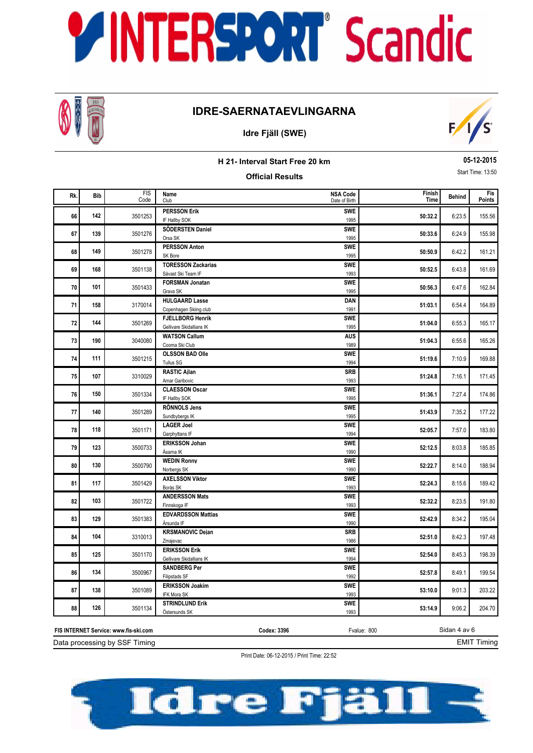# IDRE-SAERNATAEVLINGARNA

**Idre Fjäll (SWE)**

**H 21- Interval Start Free 20 km**

**Official Results**

**05-12-2015**

Start Time: 13:50

| Rk. | Bib | FIS Code | Name / Club | NSA Code / Date of Birth | Finish Time | Behind | Fis Points |
|---|---|---|---|---|---|---|---|
| 66 | 142 | 3501253 | **PERSSON Erik** IF Hallby SOK | **SWE** 1995 | 50:32.2 | 6:23.5 | 155.56 |
| 67 | 139 | 3501276 | **SÖDERSTEN Daniel** Orsa SK | **SWE** 1995 | 50:33.6 | 6:24.9 | 155.98 |
| 68 | 149 | 3501278 | **PERSSON Anton** SK Bore | **SWE** 1995 | 50:50.9 | 6:42.2 | 161.21 |
| 69 | 168 | 3501138 | **TORESSON Zackarias** Sävast Ski Team IF | **SWE** 1993 | 50:52.5 | 6:43.8 | 161.69 |
| 70 | 101 | 3501433 | **FORSMAN Jonatan** Grava SK | **SWE** 1995 | 50:56.3 | 6:47.6 | 162.84 |
| 71 | 158 | 3170014 | **HULGAARD Lasse** Copenhagen Skiing club | **DAN** 1991 | 51:03.1 | 6:54.4 | 164.89 |
| 72 | 144 | 3501269 | **FJELLBORG Henrik** Gellivare Skidallians IK | **SWE** 1995 | 51:04.0 | 6:55.3 | 165.17 |
| 73 | 190 | 3040080 | **WATSON Callum** Cooma Ski Club | **AUS** 1989 | 51:04.3 | 6:55.6 | 165.26 |
| 74 | 111 | 3501215 | **OLSSON BAD Olle** Tullus SG | **SWE** 1994 | 51:19.6 | 7:10.9 | 169.88 |
| 75 | 107 | 3310029 | **RASTIC Ajlan** Amar Garibovic | **SRB** 1993 | 51:24.8 | 7:16.1 | 171.45 |
| 76 | 150 | 3501334 | **CLAESSON Oscar** IF Hallby SOK | **SWE** 1995 | 51:36.1 | 7:27.4 | 174.86 |
| 77 | 140 | 3501289 | **RÖNNOLS Jens** Sundbybergs IK | **SWE** 1995 | 51:43.9 | 7:35.2 | 177.22 |
| 78 | 118 | 3501171 | **LAGER Joel** Garphyttans IF | **SWE** 1994 | 52:05.7 | 7:57.0 | 183.80 |
| 79 | 123 | 3500733 | **ERIKSSON Johan** Åsarna IK | **SWE** 1990 | 52:12.5 | 8:03.8 | 185.85 |
| 80 | 130 | 3500790 | **WEDIN Ronny** Norbergs SK | **SWE** 1990 | 52:22.7 | 8:14.0 | 188.94 |
| 81 | 117 | 3501429 | **AXELSSON Viktor** Borås SK | **SWE** 1993 | 52:24.3 | 8:15.6 | 189.42 |
| 82 | 103 | 3501722 | **ANDERSSON Mats** Finnskoga IF | **SWE** 1993 | 52:32.2 | 8:23.5 | 191.80 |
| 83 | 129 | 3501383 | **EDVARDSSON Mattias** Årsunda IF | **SWE** 1990 | 52:42.9 | 8:34.2 | 195.04 |
| 84 | 104 | 3310013 | **KRSMANOVIC Dejan** Zmajevac | **SRB** 1986 | 52:51.0 | 8:42.3 | 197.48 |
| 85 | 125 | 3501170 | **ERIKSSON Erik** Gellivare Skidallians IK | **SWE** 1994 | 52:54.0 | 8:45.3 | 198.39 |
| 86 | 134 | 3500967 | **SANDBERG Per** Filipstads SF | **SWE** 1992 | 52:57.8 | 8:49.1 | 199.54 |
| 87 | 138 | 3501089 | **ERIKSSON Joakim** IFK Mora SK | **SWE** 1993 | 53:10.0 | 9:01.3 | 203.22 |
| 88 | 126 | 3501134 | **STRINDLUND Erik** Östersunds SK | **SWE** 1993 | 53:14.9 | 9:06.2 | 204.70 |

**FIS INTERNET Service: www.fis-ski.com** **Codex: 3396** Fvalue: 800

Data processing by SSF Timing EMIT Timing

Print Date: 06-12-2015 / Print Time: 22:52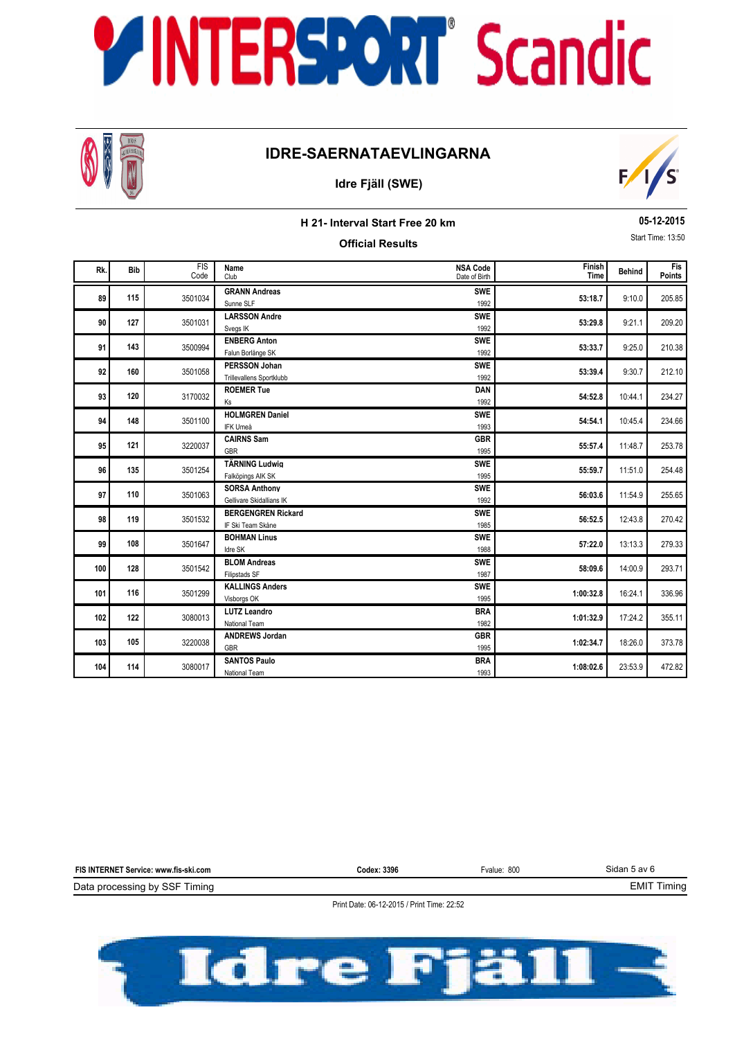# IDRE-SAERNATAEVLINGARNA

**Idre Fjäll (SWE)**

**H 21- Interval Start Free 20 km**

**Official Results**

**05-12-2015**

Start Time: 13:50

| Rk. | Bib | FIS Code | Name / Club | NSA Code / Date of Birth | Finish Time | Behind | Fis Points |
|---|---|---|---|---|---|---|---|
| 89 | 115 | 3501034 | **GRANN Andreas** Sunne SLF | **SWE** 1992 | **53:18.7** | 9:10.0 | 205.85 |
| 90 | 127 | 3501031 | **LARSSON Andre** Svegs IK | **SWE** 1992 | **53:29.8** | 9:21.1 | 209.20 |
| 91 | 143 | 3500994 | **ENBERG Anton** Falun Borlänge SK | **SWE** 1992 | **53:33.7** | 9:25.0 | 210.38 |
| 92 | 160 | 3501058 | **PERSSON Johan** Trillevallens Sportklubb | **SWE** 1992 | **53:39.4** | 9:30.7 | 212.10 |
| 93 | 120 | 3170032 | **ROEMER Tue** Ks | **DAN** 1992 | **54:52.8** | 10:44.1 | 234.27 |
| 94 | 148 | 3501100 | **HOLMGREN Daniel** IFK Umeå | **SWE** 1993 | **54:54.1** | 10:45.4 | 234.66 |
| 95 | 121 | 3220037 | **CAIRNS Sam** GBR | **GBR** 1995 | **55:57.4** | 11:48.7 | 253.78 |
| 96 | 135 | 3501254 | **TÄRNING Ludwig** Falköpings AIK SK | **SWE** 1995 | **55:59.7** | 11:51.0 | 254.48 |
| 97 | 110 | 3501063 | **SORSA Anthony** Gellivare Skidallians IK | **SWE** 1992 | **56:03.6** | 11:54.9 | 255.65 |
| 98 | 119 | 3501532 | **BERGENGREN Rickard** IF Ski Team Skåne | **SWE** 1985 | **56:52.5** | 12:43.8 | 270.42 |
| 99 | 108 | 3501647 | **BOHMAN Linus** Idre SK | **SWE** 1988 | **57:22.0** | 13:13.3 | 279.33 |
| 100 | 128 | 3501542 | **BLOM Andreas** Filipstads SF | **SWE** 1987 | **58:09.6** | 14:00.9 | 293.71 |
| 101 | 116 | 3501299 | **KALLINGS Anders** Visborgs OK | **SWE** 1995 | **1:00:32.8** | 16:24.1 | 336.96 |
| 102 | 122 | 3080013 | **LUTZ Leandro** National Team | **BRA** 1982 | **1:01:32.9** | 17:24.2 | 355.11 |
| 103 | 105 | 3220038 | **ANDREWS Jordan** GBR | **GBR** 1995 | **1:02:34.7** | 18:26.0 | 373.78 |
| 104 | 114 | 3080017 | **SANTOS Paulo** National Team | **BRA** 1993 | **1:08:02.6** | 23:53.9 | 472.82 |

**FIS INTERNET Service: www.fis-ski.com** **Codex: 3396** Fvalue: 800

Data processing by SSF Timing EMIT Timing

Print Date: 06-12-2015 / Print Time: 22:52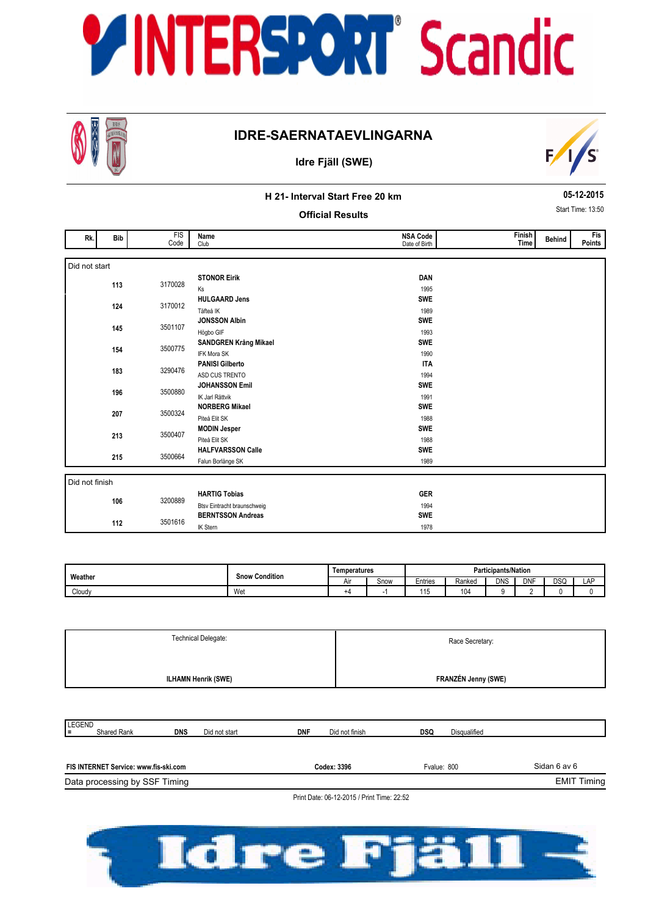INTERSPORT® Scandic

# IDRE-SAERNATAEVLINGARNA

### Idre Fjäll (SWE)

**H 21- Interval Start Free 20 km**

**05-12-2015**

**Official Results**

Start Time: 13:50

| Rk. | Bib | FIS Code | Name / Club | NSA Code / Date of Birth | Finish Time | Behind | Fis Points |
|---|---|---|---|---|---|---|---|
| **Did not start** | | | | | | | |
| | 113 | 3170028 | **STONOR Eirik** / Ks | **DAN** / 1995 | | | |
| | 124 | 3170012 | **HULGAARD Jens** / Täfteå IK | **SWE** / 1989 | | | |
| | 145 | 3501107 | **JONSSON Albin** / Högbo GIF | **SWE** / 1993 | | | |
| | 154 | 3500775 | **SANDGREN Krång Mikael** / IFK Mora SK | **SWE** / 1990 | | | |
| | 183 | 3290476 | **PANISI Gilberto** / ASD CUS TRENTO | **ITA** / 1994 | | | |
| | 196 | 3500880 | **JOHANSSON Emil** / IK Jarl Rättvik | **SWE** / 1991 | | | |
| | 207 | 3500324 | **NORBERG Mikael** / Piteå Elit SK | **SWE** / 1988 | | | |
| | 213 | 3500407 | **MODIN Jesper** / Piteå Elit SK | **SWE** / 1988 | | | |
| | 215 | 3500664 | **HALFVARSSON Calle** / Falun Borlänge SK | **SWE** / 1989 | | | |
| **Did not finish** | | | | | | | |
| | 106 | 3200889 | **HARTIG Tobias** / Btsv Eintracht braunschweig | **GER** / 1994 | | | |
| | 112 | 3501616 | **BERNTSSON Andreas** / IK Stern | **SWE** / 1978 | | | |

| Weather | Snow Condition | Temperatures | | Participants/Nation | | | | | |
|---|---|---|---|---|---|---|---|---|---|
| | | Air | Snow | Entries | Ranked | DNS | DNF | DSQ | LAP |
| Cloudy | Wet | +4 | -1 | 115 | 104 | 9 | 2 | 0 | 0 |

| Technical Delegate: | Race Secretary: |
|---|---|
| **ILHAMN Henrik (SWE)** | **FRANZÉN Jenny (SWE)** |

LEGEND
**=** Shared Rank **DNS** Did not start **DNF** Did not finish **DSQ** Disqualified

**FIS INTERNET Service: www.fis-ski.com** **Codex: 3396** Fvalue: 800

Data processing by SSF Timing EMIT Timing

Print Date: 06-12-2015 / Print Time: 22:52

Idre Fjäll